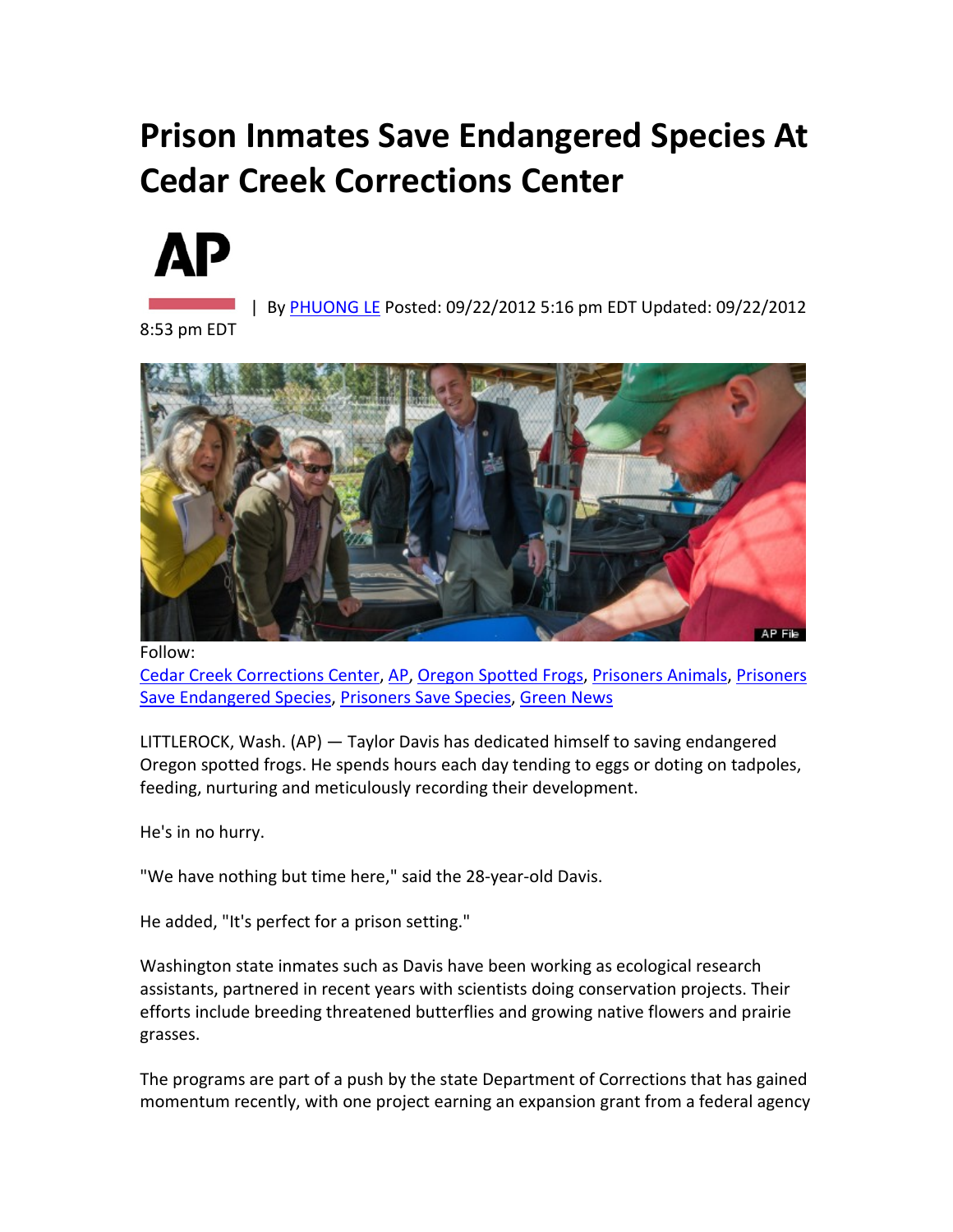# Prison Inmates Save Endangered Species At Cedar Creek Corrections Center

AP

| By PHUONG LE Posted: 09/22/2012 5:16 pm EDT Updated: 09/22/2012 8:53 pm EDT

Follow:
Cedar Creek Corrections Center, AP, Oregon Spotted Frogs, Prisoners Animals, Prisoners Save Endangered Species, Prisoners Save Species, Green News

LITTLEROCK, Wash. (AP) — Taylor Davis has dedicated himself to saving endangered Oregon spotted frogs. He spends hours each day tending to eggs or doting on tadpoles, feeding, nurturing and meticulously recording their development.

He's in no hurry.

"We have nothing but time here," said the 28-year-old Davis.

He added, "It's perfect for a prison setting."

Washington state inmates such as Davis have been working as ecological research assistants, partnered in recent years with scientists doing conservation projects. Their efforts include breeding threatened butterflies and growing native flowers and prairie grasses.

The programs are part of a push by the state Department of Corrections that has gained momentum recently, with one project earning an expansion grant from a federal agency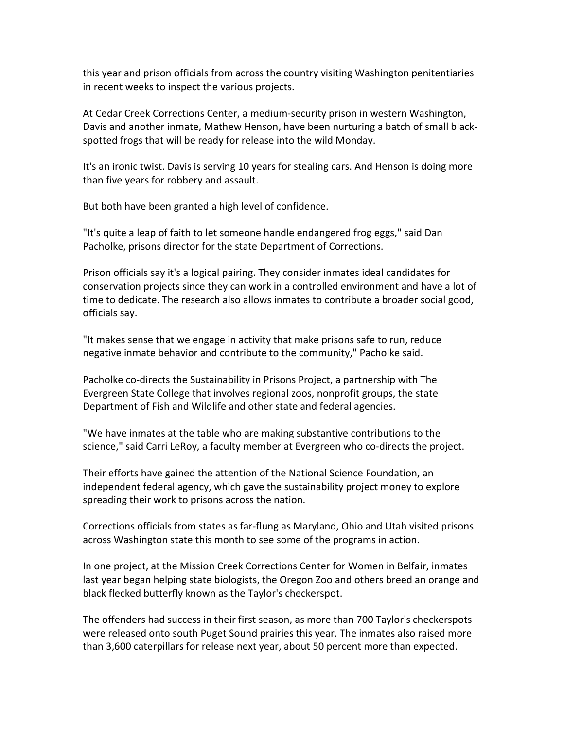this year and prison officials from across the country visiting Washington penitentiaries in recent weeks to inspect the various projects.

At Cedar Creek Corrections Center, a medium-security prison in western Washington, Davis and another inmate, Mathew Henson, have been nurturing a batch of small black-spotted frogs that will be ready for release into the wild Monday.

It's an ironic twist. Davis is serving 10 years for stealing cars. And Henson is doing more than five years for robbery and assault.

But both have been granted a high level of confidence.

"It's quite a leap of faith to let someone handle endangered frog eggs," said Dan Pacholke, prisons director for the state Department of Corrections.

Prison officials say it's a logical pairing. They consider inmates ideal candidates for conservation projects since they can work in a controlled environment and have a lot of time to dedicate. The research also allows inmates to contribute a broader social good, officials say.

"It makes sense that we engage in activity that make prisons safe to run, reduce negative inmate behavior and contribute to the community," Pacholke said.

Pacholke co-directs the Sustainability in Prisons Project, a partnership with The Evergreen State College that involves regional zoos, nonprofit groups, the state Department of Fish and Wildlife and other state and federal agencies.

"We have inmates at the table who are making substantive contributions to the science," said Carri LeRoy, a faculty member at Evergreen who co-directs the project.

Their efforts have gained the attention of the National Science Foundation, an independent federal agency, which gave the sustainability project money to explore spreading their work to prisons across the nation.

Corrections officials from states as far-flung as Maryland, Ohio and Utah visited prisons across Washington state this month to see some of the programs in action.

In one project, at the Mission Creek Corrections Center for Women in Belfair, inmates last year began helping state biologists, the Oregon Zoo and others breed an orange and black flecked butterfly known as the Taylor's checkerspot.

The offenders had success in their first season, as more than 700 Taylor's checkerspots were released onto south Puget Sound prairies this year. The inmates also raised more than 3,600 caterpillars for release next year, about 50 percent more than expected.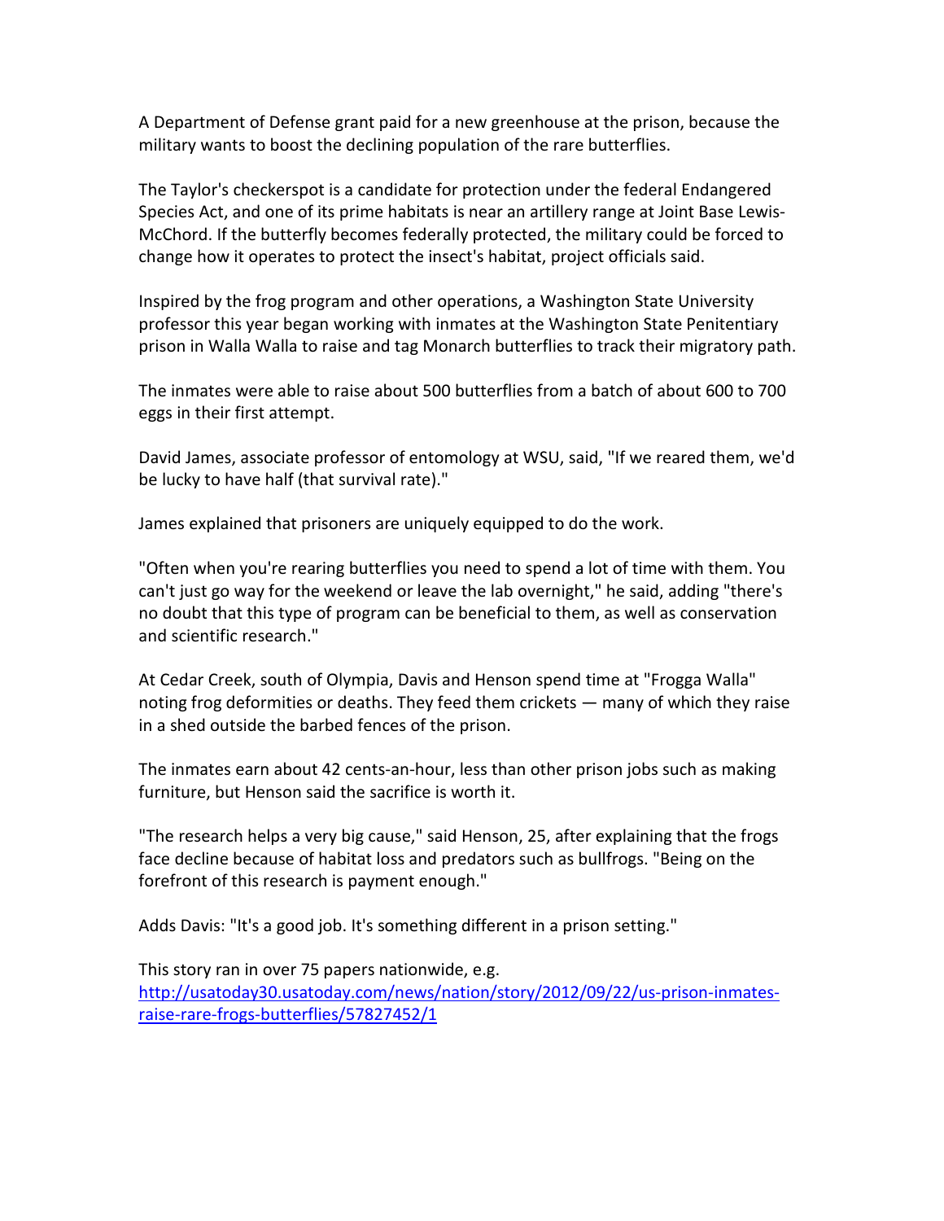A Department of Defense grant paid for a new greenhouse at the prison, because the military wants to boost the declining population of the rare butterflies.

The Taylor's checkerspot is a candidate for protection under the federal Endangered Species Act, and one of its prime habitats is near an artillery range at Joint Base Lewis-McChord. If the butterfly becomes federally protected, the military could be forced to change how it operates to protect the insect's habitat, project officials said.

Inspired by the frog program and other operations, a Washington State University professor this year began working with inmates at the Washington State Penitentiary prison in Walla Walla to raise and tag Monarch butterflies to track their migratory path.

The inmates were able to raise about 500 butterflies from a batch of about 600 to 700 eggs in their first attempt.

David James, associate professor of entomology at WSU, said, "If we reared them, we'd be lucky to have half (that survival rate)."

James explained that prisoners are uniquely equipped to do the work.

"Often when you're rearing butterflies you need to spend a lot of time with them. You can't just go way for the weekend or leave the lab overnight," he said, adding "there's no doubt that this type of program can be beneficial to them, as well as conservation and scientific research."

At Cedar Creek, south of Olympia, Davis and Henson spend time at "Frogga Walla" noting frog deformities or deaths. They feed them crickets — many of which they raise in a shed outside the barbed fences of the prison.

The inmates earn about 42 cents-an-hour, less than other prison jobs such as making furniture, but Henson said the sacrifice is worth it.

"The research helps a very big cause," said Henson, 25, after explaining that the frogs face decline because of habitat loss and predators such as bullfrogs. "Being on the forefront of this research is payment enough."

Adds Davis: "It's a good job. It's something different in a prison setting."

This story ran in over 75 papers nationwide, e.g. [http://usatoday30.usatoday.com/news/nation/story/2012/09/22/us-prison-inmates-raise-rare-frogs-butterflies/57827452/1](http://usatoday30.usatoday.com/news/nation/story/2012/09/22/us-prison-inmates-raise-rare-frogs-butterflies/57827452/1)